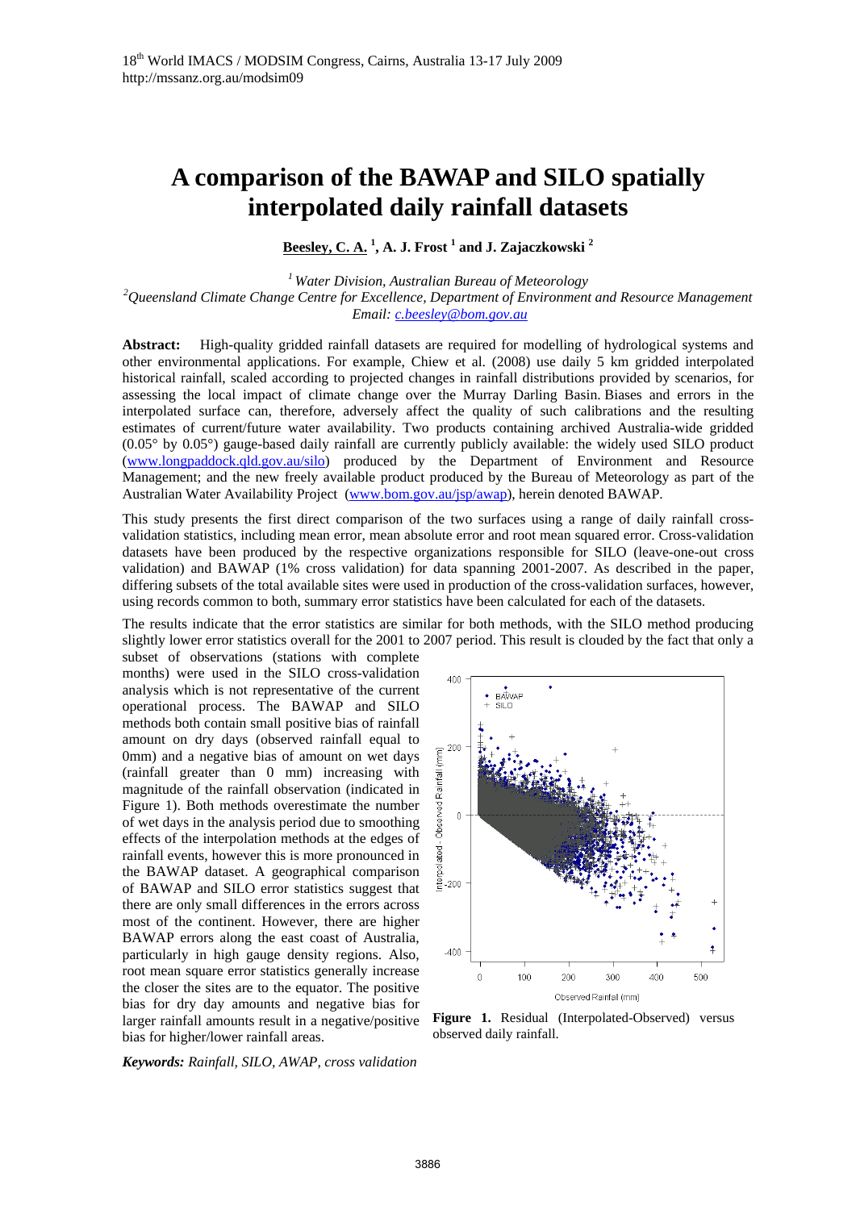# A comparison of the BAWAP and SILO spatially interpolated daily rainfall datasets

**Beesley, C. A.** [1], **A. J. Frost** [1] **and J. Zajaczkowski** [2]

[1] *Water Division, Australian Bureau of Meteorology*
[2] *Queensland Climate Change Centre for Excellence, Department of Environment and Resource Management*
*Email: c.beesley@bom.gov.au*

**Abstract:** High-quality gridded rainfall datasets are required for modelling of hydrological systems and other environmental applications. For example, Chiew et al. (2008) use daily 5 km gridded interpolated historical rainfall, scaled according to projected changes in rainfall distributions provided by scenarios, for assessing the local impact of climate change over the Murray Darling Basin. Biases and errors in the interpolated surface can, therefore, adversely affect the quality of such calibrations and the resulting estimates of current/future water availability. Two products containing archived Australia-wide gridded (0.05° by 0.05°) gauge-based daily rainfall are currently publicly available: the widely used SILO product (www.longpaddock.qld.gov.au/silo) produced by the Department of Environment and Resource Management; and the new freely available product produced by the Bureau of Meteorology as part of the Australian Water Availability Project (www.bom.gov.au/jsp/awap), herein denoted BAWAP.

This study presents the first direct comparison of the two surfaces using a range of daily rainfall cross-validation statistics, including mean error, mean absolute error and root mean squared error. Cross-validation datasets have been produced by the respective organizations responsible for SILO (leave-one-out cross validation) and BAWAP (1% cross validation) for data spanning 2001-2007. As described in the paper, differing subsets of the total available sites were used in production of the cross-validation surfaces, however, using records common to both, summary error statistics have been calculated for each of the datasets.

The results indicate that the error statistics are similar for both methods, with the SILO method producing slightly lower error statistics overall for the 2001 to 2007 period. This result is clouded by the fact that only a subset of observations (stations with complete months) were used in the SILO cross-validation analysis which is not representative of the current operational process. The BAWAP and SILO methods both contain small positive bias of rainfall amount on dry days (observed rainfall equal to 0mm) and a negative bias of amount on wet days (rainfall greater than 0 mm) increasing with magnitude of the rainfall observation (indicated in Figure 1). Both methods overestimate the number of wet days in the analysis period due to smoothing effects of the interpolation methods at the edges of rainfall events, however this is more pronounced in the BAWAP dataset. A geographical comparison of BAWAP and SILO error statistics suggest that there are only small differences in the errors across most of the continent. However, there are higher BAWAP errors along the east coast of Australia, particularly in high gauge density regions. Also, root mean square error statistics generally increase the closer the sites are to the equator. The positive bias for dry day amounts and negative bias for larger rainfall amounts result in a negative/positive bias for higher/lower rainfall areas.

**Figure 1.** Residual (Interpolated-Observed) versus observed daily rainfall.

***Keywords:*** *Rainfall, SILO, AWAP, cross validation*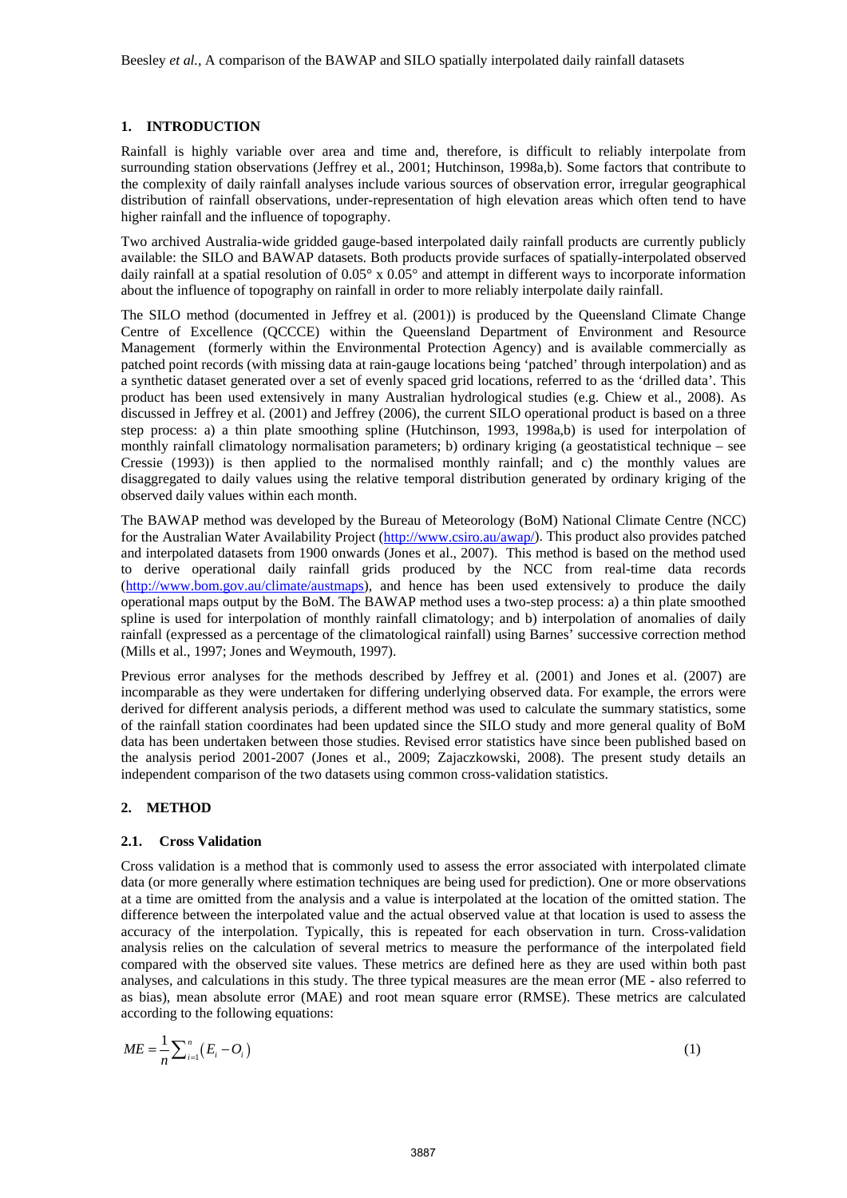## 1. INTRODUCTION

Rainfall is highly variable over area and time and, therefore, is difficult to reliably interpolate from surrounding station observations (Jeffrey et al., 2001; Hutchinson, 1998a,b). Some factors that contribute to the complexity of daily rainfall analyses include various sources of observation error, irregular geographical distribution of rainfall observations, under-representation of high elevation areas which often tend to have higher rainfall and the influence of topography.

Two archived Australia-wide gridded gauge-based interpolated daily rainfall products are currently publicly available: the SILO and BAWAP datasets. Both products provide surfaces of spatially-interpolated observed daily rainfall at a spatial resolution of 0.05° x 0.05° and attempt in different ways to incorporate information about the influence of topography on rainfall in order to more reliably interpolate daily rainfall.

The SILO method (documented in Jeffrey et al. (2001)) is produced by the Queensland Climate Change Centre of Excellence (QCCCE) within the Queensland Department of Environment and Resource Management (formerly within the Environmental Protection Agency) and is available commercially as patched point records (with missing data at rain-gauge locations being 'patched' through interpolation) and as a synthetic dataset generated over a set of evenly spaced grid locations, referred to as the 'drilled data'. This product has been used extensively in many Australian hydrological studies (e.g. Chiew et al., 2008). As discussed in Jeffrey et al. (2001) and Jeffrey (2006), the current SILO operational product is based on a three step process: a) a thin plate smoothing spline (Hutchinson, 1993, 1998a,b) is used for interpolation of monthly rainfall climatology normalisation parameters; b) ordinary kriging (a geostatistical technique – see Cressie (1993)) is then applied to the normalised monthly rainfall; and c) the monthly values are disaggregated to daily values using the relative temporal distribution generated by ordinary kriging of the observed daily values within each month.

The BAWAP method was developed by the Bureau of Meteorology (BoM) National Climate Centre (NCC) for the Australian Water Availability Project (http://www.csiro.au/awap/). This product also provides patched and interpolated datasets from 1900 onwards (Jones et al., 2007). This method is based on the method used to derive operational daily rainfall grids produced by the NCC from real-time data records (http://www.bom.gov.au/climate/austmaps), and hence has been used extensively to produce the daily operational maps output by the BoM. The BAWAP method uses a two-step process: a) a thin plate smoothed spline is used for interpolation of monthly rainfall climatology; and b) interpolation of anomalies of daily rainfall (expressed as a percentage of the climatological rainfall) using Barnes' successive correction method (Mills et al., 1997; Jones and Weymouth, 1997).

Previous error analyses for the methods described by Jeffrey et al. (2001) and Jones et al. (2007) are incomparable as they were undertaken for differing underlying observed data. For example, the errors were derived for different analysis periods, a different method was used to calculate the summary statistics, some of the rainfall station coordinates had been updated since the SILO study and more general quality of BoM data has been undertaken between those studies. Revised error statistics have since been published based on the analysis period 2001-2007 (Jones et al., 2009; Zajaczkowski, 2008). The present study details an independent comparison of the two datasets using common cross-validation statistics.

## 2. METHOD

### 2.1. Cross Validation

Cross validation is a method that is commonly used to assess the error associated with interpolated climate data (or more generally where estimation techniques are being used for prediction). One or more observations at a time are omitted from the analysis and a value is interpolated at the location of the omitted station. The difference between the interpolated value and the actual observed value at that location is used to assess the accuracy of the interpolation. Typically, this is repeated for each observation in turn. Cross-validation analysis relies on the calculation of several metrics to measure the performance of the interpolated field compared with the observed site values. These metrics are defined here as they are used within both past analyses, and calculations in this study. The three typical measures are the mean error (ME - also referred to as bias), mean absolute error (MAE) and root mean square error (RMSE). These metrics are calculated according to the following equations:

$$ME = \frac{1}{n}\sum_{i=1}^{n}\left(E_i - O_i\right) \tag{1}$$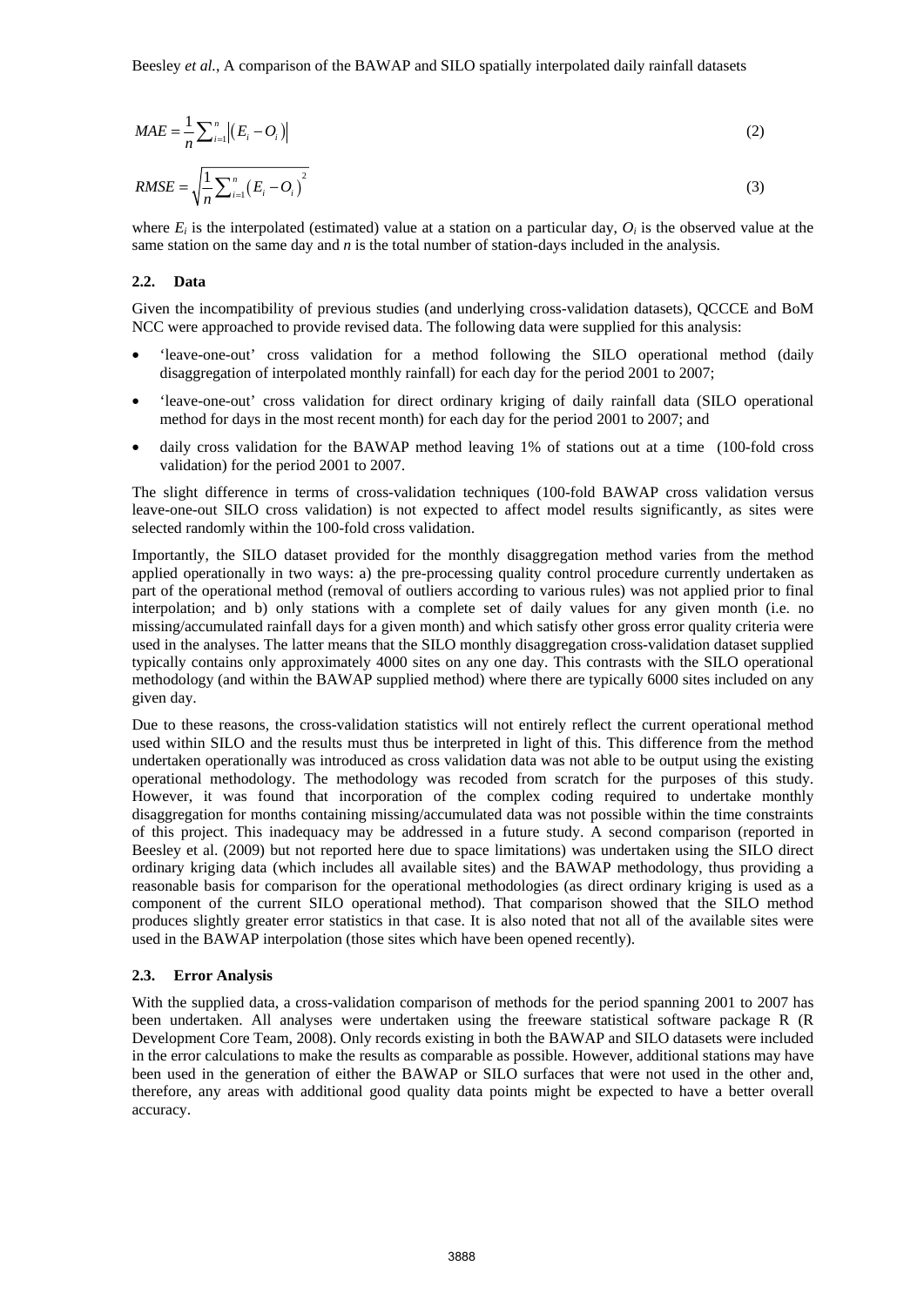$$MAE = \frac{1}{n}\sum_{i=1}^{n}\left|\left(E_i - O_i\right)\right| \tag{2}$$

$$RMSE = \sqrt{\frac{1}{n}\sum_{i=1}^{n}\left(E_i - O_i\right)^2} \tag{3}$$

where $E_i$ is the interpolated (estimated) value at a station on a particular day, $O_i$ is the observed value at the same station on the same day and $n$ is the total number of station-days included in the analysis.

### 2.2. Data

Given the incompatibility of previous studies (and underlying cross-validation datasets), QCCCE and BoM NCC were approached to provide revised data. The following data were supplied for this analysis:

- 'leave-one-out' cross validation for a method following the SILO operational method (daily disaggregation of interpolated monthly rainfall) for each day for the period 2001 to 2007;
- 'leave-one-out' cross validation for direct ordinary kriging of daily rainfall data (SILO operational method for days in the most recent month) for each day for the period 2001 to 2007; and
- daily cross validation for the BAWAP method leaving 1% of stations out at a time (100-fold cross validation) for the period 2001 to 2007.

The slight difference in terms of cross-validation techniques (100-fold BAWAP cross validation versus leave-one-out SILO cross validation) is not expected to affect model results significantly, as sites were selected randomly within the 100-fold cross validation.

Importantly, the SILO dataset provided for the monthly disaggregation method varies from the method applied operationally in two ways: a) the pre-processing quality control procedure currently undertaken as part of the operational method (removal of outliers according to various rules) was not applied prior to final interpolation; and b) only stations with a complete set of daily values for any given month (i.e. no missing/accumulated rainfall days for a given month) and which satisfy other gross error quality criteria were used in the analyses. The latter means that the SILO monthly disaggregation cross-validation dataset supplied typically contains only approximately 4000 sites on any one day. This contrasts with the SILO operational methodology (and within the BAWAP supplied method) where there are typically 6000 sites included on any given day.

Due to these reasons, the cross-validation statistics will not entirely reflect the current operational method used within SILO and the results must thus be interpreted in light of this. This difference from the method undertaken operationally was introduced as cross validation data was not able to be output using the existing operational methodology. The methodology was recoded from scratch for the purposes of this study. However, it was found that incorporation of the complex coding required to undertake monthly disaggregation for months containing missing/accumulated data was not possible within the time constraints of this project. This inadequacy may be addressed in a future study. A second comparison (reported in Beesley et al. (2009) but not reported here due to space limitations) was undertaken using the SILO direct ordinary kriging data (which includes all available sites) and the BAWAP methodology, thus providing a reasonable basis for comparison for the operational methodologies (as direct ordinary kriging is used as a component of the current SILO operational method). That comparison showed that the SILO method produces slightly greater error statistics in that case. It is also noted that not all of the available sites were used in the BAWAP interpolation (those sites which have been opened recently).

### 2.3. Error Analysis

With the supplied data, a cross-validation comparison of methods for the period spanning 2001 to 2007 has been undertaken. All analyses were undertaken using the freeware statistical software package R (R Development Core Team, 2008). Only records existing in both the BAWAP and SILO datasets were included in the error calculations to make the results as comparable as possible. However, additional stations may have been used in the generation of either the BAWAP or SILO surfaces that were not used in the other and, therefore, any areas with additional good quality data points might be expected to have a better overall accuracy.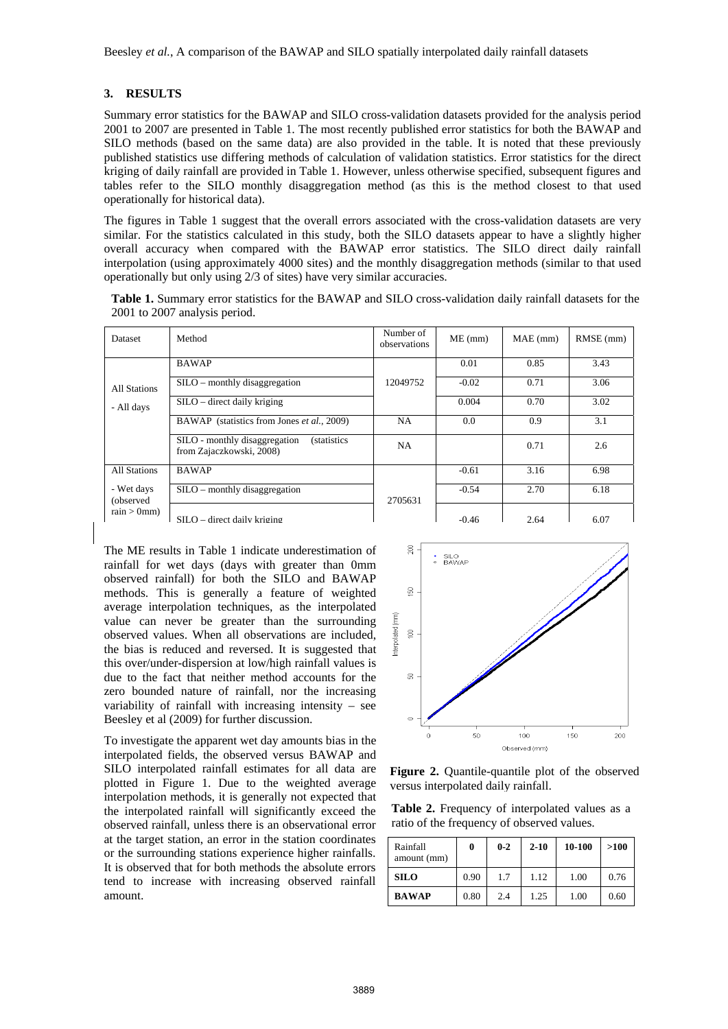## 3. RESULTS

Summary error statistics for the BAWAP and SILO cross-validation datasets provided for the analysis period 2001 to 2007 are presented in Table 1. The most recently published error statistics for both the BAWAP and SILO methods (based on the same data) are also provided in the table. It is noted that these previously published statistics use differing methods of calculation of validation statistics. Error statistics for the direct kriging of daily rainfall are provided in Table 1. However, unless otherwise specified, subsequent figures and tables refer to the SILO monthly disaggregation method (as this is the method closest to that used operationally for historical data).

The figures in Table 1 suggest that the overall errors associated with the cross-validation datasets are very similar. For the statistics calculated in this study, both the SILO datasets appear to have a slightly higher overall accuracy when compared with the BAWAP error statistics. The SILO direct daily rainfall interpolation (using approximately 4000 sites) and the monthly disaggregation methods (similar to that used operationally but only using 2/3 of sites) have very similar accuracies.

**Table 1.** Summary error statistics for the BAWAP and SILO cross-validation daily rainfall datasets for the 2001 to 2007 analysis period.

| Dataset | Method | Number of observations | ME (mm) | MAE (mm) | RMSE (mm) |
|---|---|---|---|---|---|
| All Stations - All days | BAWAP | 12049752 | 0.01 | 0.85 | 3.43 |
| | SILO – monthly disaggregation | | -0.02 | 0.71 | 3.06 |
| | SILO – direct daily kriging | | 0.004 | 0.70 | 3.02 |
| | BAWAP (statistics from Jones *et al.*, 2009) | NA | 0.0 | 0.9 | 3.1 |
| | SILO - monthly disaggregation (statistics from Zajaczkowski, 2008) | NA | | 0.71 | 2.6 |
| All Stations - Wet days (observed rain > 0mm) | BAWAP | 2705631 | -0.61 | 3.16 | 6.98 |
| | SILO – monthly disaggregation | | -0.54 | 2.70 | 6.18 |
| | SILO – direct daily kriging | | -0.46 | 2.64 | 6.07 |

The ME results in Table 1 indicate underestimation of rainfall for wet days (days with greater than 0mm observed rainfall) for both the SILO and BAWAP methods. This is generally a feature of weighted average interpolation techniques, as the interpolated value can never be greater than the surrounding observed values. When all observations are included, the bias is reduced and reversed. It is suggested that this over/under-dispersion at low/high rainfall values is due to the fact that neither method accounts for the zero bounded nature of rainfall, nor the increasing variability of rainfall with increasing intensity – see Beesley et al (2009) for further discussion.

To investigate the apparent wet day amounts bias in the interpolated fields, the observed versus BAWAP and SILO interpolated rainfall estimates for all data are plotted in Figure 1. Due to the weighted average interpolation methods, it is generally not expected that the interpolated rainfall will significantly exceed the observed rainfall, unless there is an observational error at the target station, an error in the station coordinates or the surrounding stations experience higher rainfalls. It is observed that for both methods the absolute errors tend to increase with increasing observed rainfall amount.

**Figure 2.** Quantile-quantile plot of the observed versus interpolated daily rainfall.

**Table 2.** Frequency of interpolated values as a ratio of the frequency of observed values.

| Rainfall amount (mm) | 0 | 0-2 | 2-10 | 10-100 | >100 |
|---|---|---|---|---|---|
| **SILO** | 0.90 | 1.7 | 1.12 | 1.00 | 0.76 |
| **BAWAP** | 0.80 | 2.4 | 1.25 | 1.00 | 0.60 |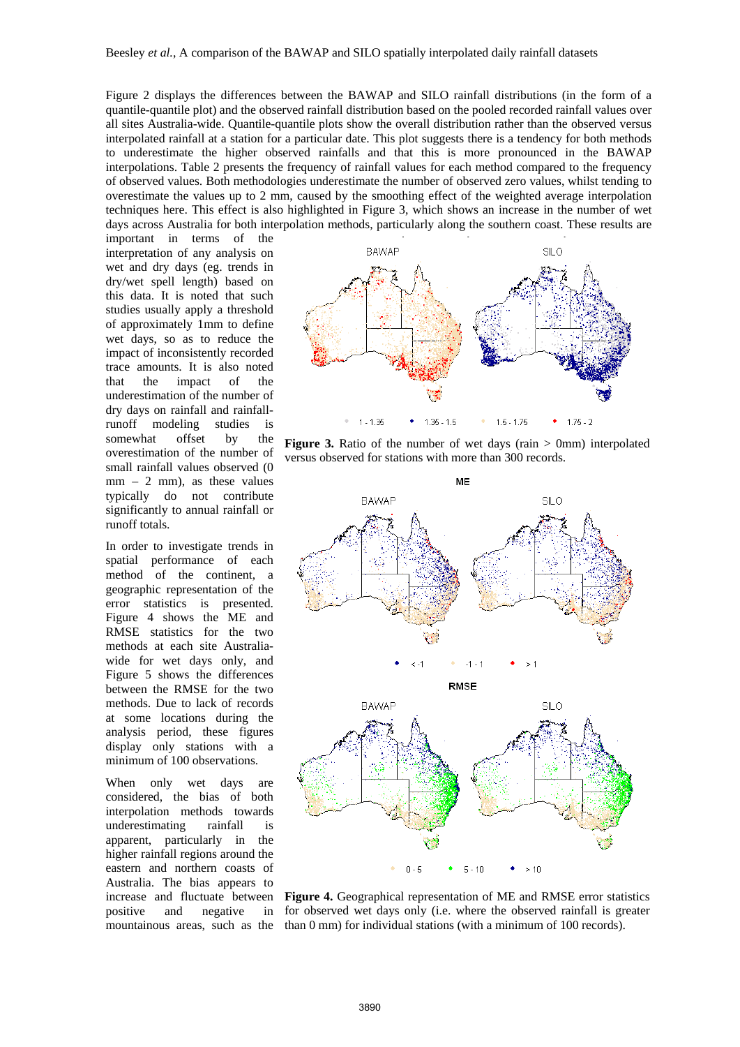Figure 2 displays the differences between the BAWAP and SILO rainfall distributions (in the form of a quantile-quantile plot) and the observed rainfall distribution based on the pooled recorded rainfall values over all sites Australia-wide. Quantile-quantile plots show the overall distribution rather than the observed versus interpolated rainfall at a station for a particular date. This plot suggests there is a tendency for both methods to underestimate the higher observed rainfalls and that this is more pronounced in the BAWAP interpolations. Table 2 presents the frequency of rainfall values for each method compared to the frequency of observed values. Both methodologies underestimate the number of observed zero values, whilst tending to overestimate the values up to 2 mm, caused by the smoothing effect of the weighted average interpolation techniques here. This effect is also highlighted in Figure 3, which shows an increase in the number of wet days across Australia for both interpolation methods, particularly along the southern coast. These results are important in terms of the interpretation of any analysis on wet and dry days (eg. trends in dry/wet spell length) based on this data. It is noted that such studies usually apply a threshold of approximately 1mm to define wet days, so as to reduce the impact of inconsistently recorded trace amounts. It is also noted that the impact of the underestimation of the number of dry days on rainfall and rainfall-runoff modeling studies is somewhat offset by the overestimation of the number of small rainfall values observed (0 mm – 2 mm), as these values typically do not contribute significantly to annual rainfall or runoff totals.

**Figure 3.** Ratio of the number of wet days (rain > 0mm) interpolated versus observed for stations with more than 300 records.

In order to investigate trends in spatial performance of each method of the continent, a geographic representation of the error statistics is presented. Figure 4 shows the ME and RMSE statistics for the two methods at each site Australia-wide for wet days only, and Figure 5 shows the differences between the RMSE for the two methods. Due to lack of records at some locations during the analysis period, these figures display only stations with a minimum of 100 observations.

When only wet days are considered, the bias of both interpolation methods towards underestimating rainfall is apparent, particularly in the higher rainfall regions around the eastern and northern coasts of Australia. The bias appears to increase and fluctuate between positive and negative in mountainous areas, such as the

**Figure 4.** Geographical representation of ME and RMSE error statistics for observed wet days only (i.e. where the observed rainfall is greater than 0 mm) for individual stations (with a minimum of 100 records).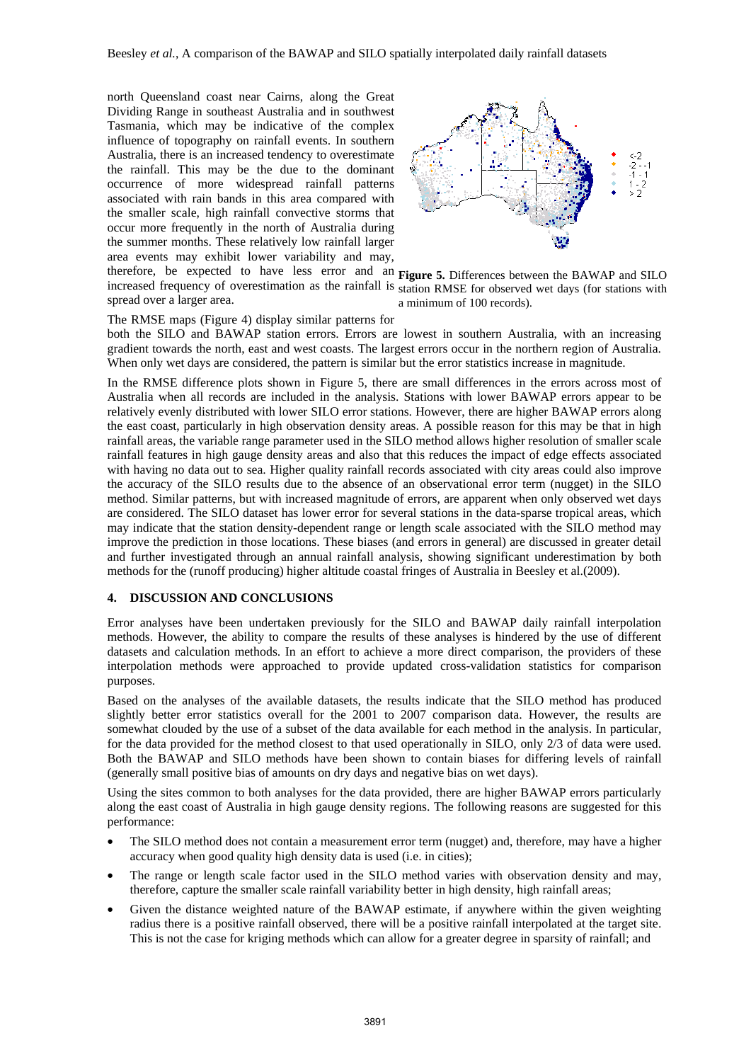north Queensland coast near Cairns, along the Great Dividing Range in southeast Australia and in southwest Tasmania, which may be indicative of the complex influence of topography on rainfall events. In southern Australia, there is an increased tendency to overestimate the rainfall. This may be the due to the dominant occurrence of more widespread rainfall patterns associated with rain bands in this area compared with the smaller scale, high rainfall convective storms that occur more frequently in the north of Australia during the summer months. These relatively low rainfall larger area events may exhibit lower variability and may, therefore, be expected to have less error and an increased frequency of overestimation as the rainfall is spread over a larger area.

**Figure 5.** Differences between the BAWAP and SILO station RMSE for observed wet days (for stations with a minimum of 100 records).

The RMSE maps (Figure 4) display similar patterns for both the SILO and BAWAP station errors. Errors are lowest in southern Australia, with an increasing gradient towards the north, east and west coasts. The largest errors occur in the northern region of Australia. When only wet days are considered, the pattern is similar but the error statistics increase in magnitude.

In the RMSE difference plots shown in Figure 5, there are small differences in the errors across most of Australia when all records are included in the analysis. Stations with lower BAWAP errors appear to be relatively evenly distributed with lower SILO error stations. However, there are higher BAWAP errors along the east coast, particularly in high observation density areas. A possible reason for this may be that in high rainfall areas, the variable range parameter used in the SILO method allows higher resolution of smaller scale rainfall features in high gauge density areas and also that this reduces the impact of edge effects associated with having no data out to sea. Higher quality rainfall records associated with city areas could also improve the accuracy of the SILO results due to the absence of an observational error term (nugget) in the SILO method. Similar patterns, but with increased magnitude of errors, are apparent when only observed wet days are considered. The SILO dataset has lower error for several stations in the data-sparse tropical areas, which may indicate that the station density-dependent range or length scale associated with the SILO method may improve the prediction in those locations. These biases (and errors in general) are discussed in greater detail and further investigated through an annual rainfall analysis, showing significant underestimation by both methods for the (runoff producing) higher altitude coastal fringes of Australia in Beesley et al.(2009).

## 4. DISCUSSION AND CONCLUSIONS

Error analyses have been undertaken previously for the SILO and BAWAP daily rainfall interpolation methods. However, the ability to compare the results of these analyses is hindered by the use of different datasets and calculation methods. In an effort to achieve a more direct comparison, the providers of these interpolation methods were approached to provide updated cross-validation statistics for comparison purposes.

Based on the analyses of the available datasets, the results indicate that the SILO method has produced slightly better error statistics overall for the 2001 to 2007 comparison data. However, the results are somewhat clouded by the use of a subset of the data available for each method in the analysis. In particular, for the data provided for the method closest to that used operationally in SILO, only 2/3 of data were used. Both the BAWAP and SILO methods have been shown to contain biases for differing levels of rainfall (generally small positive bias of amounts on dry days and negative bias on wet days).

Using the sites common to both analyses for the data provided, there are higher BAWAP errors particularly along the east coast of Australia in high gauge density regions. The following reasons are suggested for this performance:

- The SILO method does not contain a measurement error term (nugget) and, therefore, may have a higher accuracy when good quality high density data is used (i.e. in cities);
- The range or length scale factor used in the SILO method varies with observation density and may, therefore, capture the smaller scale rainfall variability better in high density, high rainfall areas;
- Given the distance weighted nature of the BAWAP estimate, if anywhere within the given weighting radius there is a positive rainfall observed, there will be a positive rainfall interpolated at the target site. This is not the case for kriging methods which can allow for a greater degree in sparsity of rainfall; and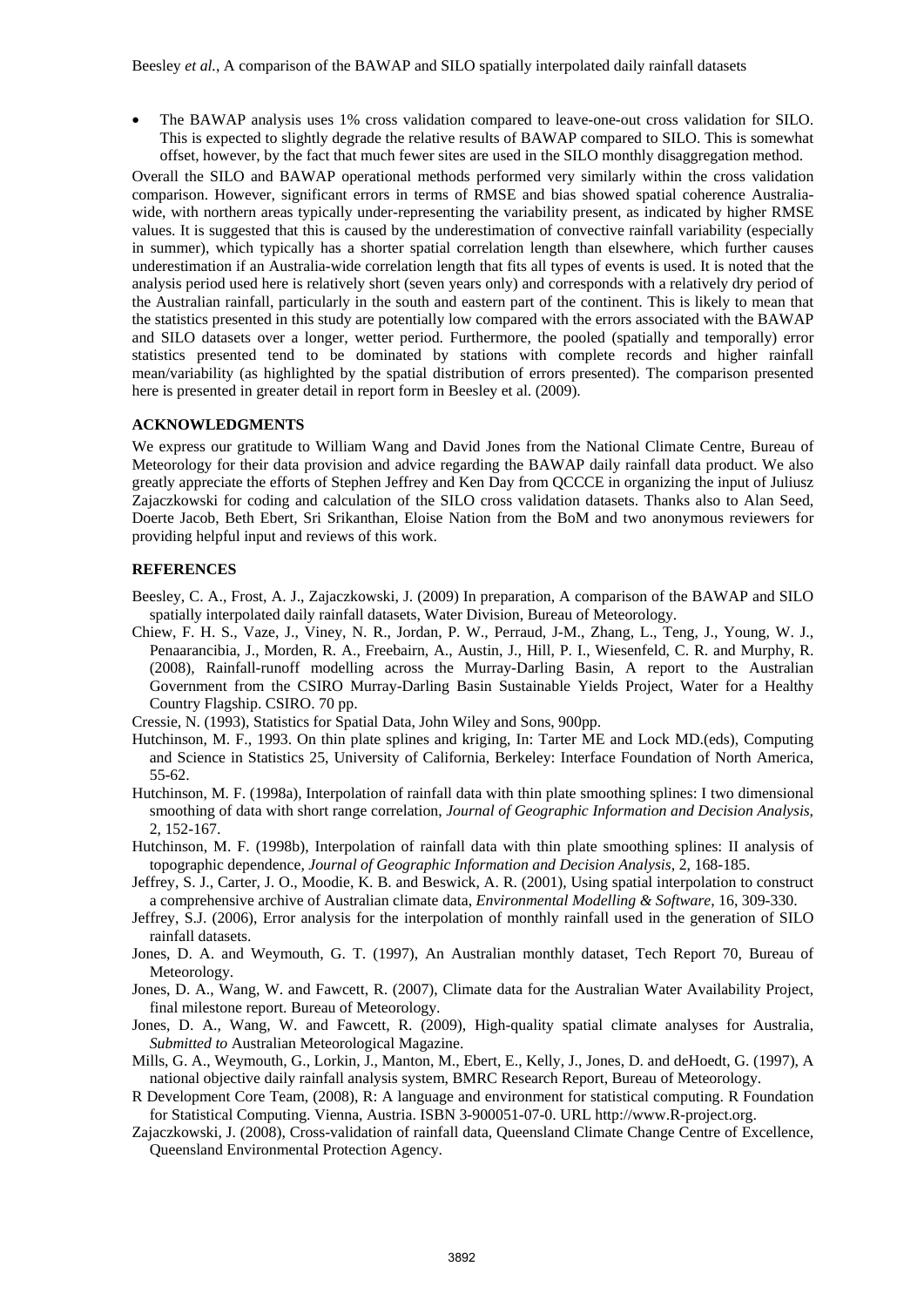- The BAWAP analysis uses 1% cross validation compared to leave-one-out cross validation for SILO. This is expected to slightly degrade the relative results of BAWAP compared to SILO. This is somewhat offset, however, by the fact that much fewer sites are used in the SILO monthly disaggregation method.

Overall the SILO and BAWAP operational methods performed very similarly within the cross validation comparison. However, significant errors in terms of RMSE and bias showed spatial coherence Australia-wide, with northern areas typically under-representing the variability present, as indicated by higher RMSE values. It is suggested that this is caused by the underestimation of convective rainfall variability (especially in summer), which typically has a shorter spatial correlation length than elsewhere, which further causes underestimation if an Australia-wide correlation length that fits all types of events is used. It is noted that the analysis period used here is relatively short (seven years only) and corresponds with a relatively dry period of the Australian rainfall, particularly in the south and eastern part of the continent. This is likely to mean that the statistics presented in this study are potentially low compared with the errors associated with the BAWAP and SILO datasets over a longer, wetter period. Furthermore, the pooled (spatially and temporally) error statistics presented tend to be dominated by stations with complete records and higher rainfall mean/variability (as highlighted by the spatial distribution of errors presented). The comparison presented here is presented in greater detail in report form in Beesley et al. (2009).

## ACKNOWLEDGMENTS

We express our gratitude to William Wang and David Jones from the National Climate Centre, Bureau of Meteorology for their data provision and advice regarding the BAWAP daily rainfall data product. We also greatly appreciate the efforts of Stephen Jeffrey and Ken Day from QCCCE in organizing the input of Juliusz Zajaczkowski for coding and calculation of the SILO cross validation datasets. Thanks also to Alan Seed, Doerte Jacob, Beth Ebert, Sri Srikanthan, Eloise Nation from the BoM and two anonymous reviewers for providing helpful input and reviews of this work.

## REFERENCES

Beesley, C. A., Frost, A. J., Zajaczkowski, J. (2009) In preparation, A comparison of the BAWAP and SILO spatially interpolated daily rainfall datasets, Water Division, Bureau of Meteorology.

Chiew, F. H. S., Vaze, J., Viney, N. R., Jordan, P. W., Perraud, J-M., Zhang, L., Teng, J., Young, W. J., Penaarancibia, J., Morden, R. A., Freebairn, A., Austin, J., Hill, P. I., Wiesenfeld, C. R. and Murphy, R. (2008), Rainfall-runoff modelling across the Murray-Darling Basin, A report to the Australian Government from the CSIRO Murray-Darling Basin Sustainable Yields Project, Water for a Healthy Country Flagship. CSIRO. 70 pp.

Cressie, N. (1993), Statistics for Spatial Data, John Wiley and Sons, 900pp.

Hutchinson, M. F., 1993. On thin plate splines and kriging, In: Tarter ME and Lock MD.(eds), Computing and Science in Statistics 25, University of California, Berkeley: Interface Foundation of North America, 55-62.

Hutchinson, M. F. (1998a), Interpolation of rainfall data with thin plate smoothing splines: I two dimensional smoothing of data with short range correlation, *Journal of Geographic Information and Decision Analysis*, 2, 152-167.

Hutchinson, M. F. (1998b), Interpolation of rainfall data with thin plate smoothing splines: II analysis of topographic dependence, *Journal of Geographic Information and Decision Analysis*, 2, 168-185.

Jeffrey, S. J., Carter, J. O., Moodie, K. B. and Beswick, A. R. (2001), Using spatial interpolation to construct a comprehensive archive of Australian climate data, *Environmental Modelling & Software*, 16, 309-330.

Jeffrey, S.J. (2006), Error analysis for the interpolation of monthly rainfall used in the generation of SILO rainfall datasets.

Jones, D. A. and Weymouth, G. T. (1997), An Australian monthly dataset, Tech Report 70, Bureau of Meteorology.

Jones, D. A., Wang, W. and Fawcett, R. (2007), Climate data for the Australian Water Availability Project, final milestone report. Bureau of Meteorology.

Jones, D. A., Wang, W. and Fawcett, R. (2009), High-quality spatial climate analyses for Australia, *Submitted to* Australian Meteorological Magazine.

Mills, G. A., Weymouth, G., Lorkin, J., Manton, M., Ebert, E., Kelly, J., Jones, D. and deHoedt, G. (1997), A national objective daily rainfall analysis system, BMRC Research Report, Bureau of Meteorology.

R Development Core Team, (2008), R: A language and environment for statistical computing. R Foundation for Statistical Computing. Vienna, Austria. ISBN 3-900051-07-0. URL http://www.R-project.org.

Zajaczkowski, J. (2008), Cross-validation of rainfall data, Queensland Climate Change Centre of Excellence, Queensland Environmental Protection Agency.